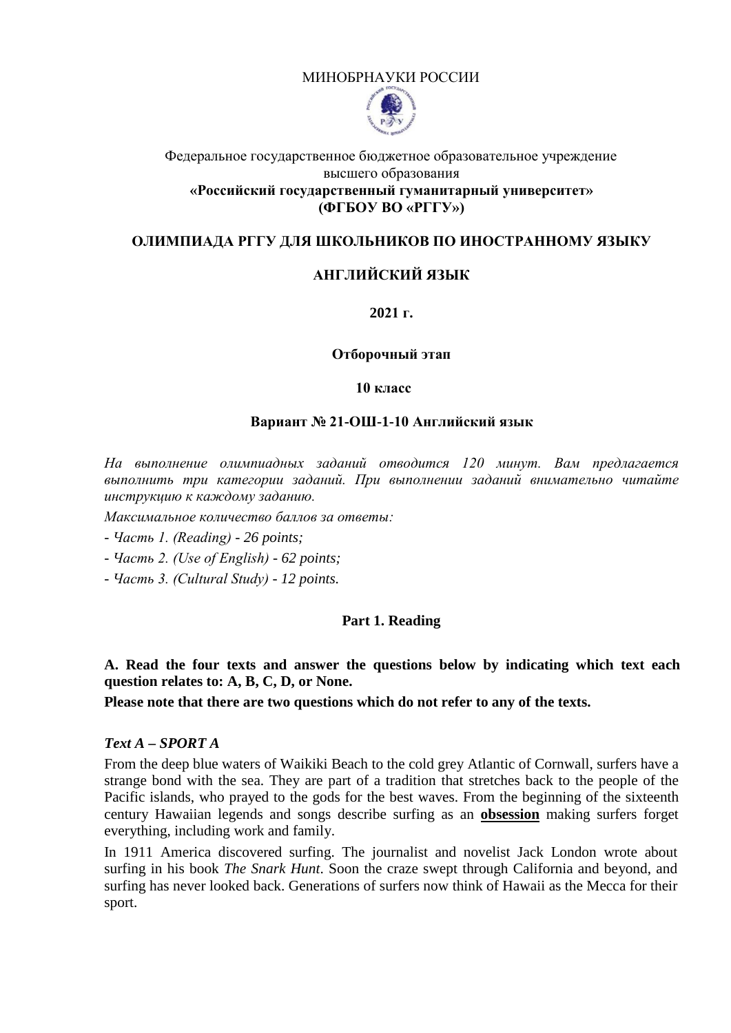МИНОБРНАУКИ РОССИИ

Федеральное государственное бюджетное образовательное учреждение высшего образования
**«Российский государственный гуманитарный университет»**
**(ФГБОУ ВО «РГГУ»)**

**ОЛИМПИАДА РГГУ ДЛЯ ШКОЛЬНИКОВ ПО ИНОСТРАННОМУ ЯЗЫКУ**

**АНГЛИЙСКИЙ ЯЗЫК**

**2021 г.**

**Отборочный этап**

**10 класс**

**Вариант № 21-ОШ-1-10 Английский язык**

*На выполнение олимпиадных заданий отводится 120 минут. Вам предлагается выполнить три категории заданий. При выполнении заданий внимательно читайте инструкцию к каждому заданию.*

*Максимальное количество баллов за ответы:*

- *Часть 1. (Reading) - 26 points;*
- *Часть 2. (Use of English) - 62 points;*
- *Часть 3. (Cultural Study) - 12 points.*

## Part 1. Reading

**A. Read the four texts and answer the questions below by indicating which text each question relates to: A, B, C, D, or None.**

**Please note that there are two questions which do not refer to any of the texts.**

### *Text A – SPORT A*

From the deep blue waters of Waikiki Beach to the cold grey Atlantic of Cornwall, surfers have a strange bond with the sea. They are part of a tradition that stretches back to the people of the Pacific islands, who prayed to the gods for the best waves. From the beginning of the sixteenth century Hawaiian legends and songs describe surfing as an **obsession** making surfers forget everything, including work and family.

In 1911 America discovered surfing. The journalist and novelist Jack London wrote about surfing in his book *The Snark Hunt*. Soon the craze swept through California and beyond, and surfing has never looked back. Generations of surfers now think of Hawaii as the Mecca for their sport.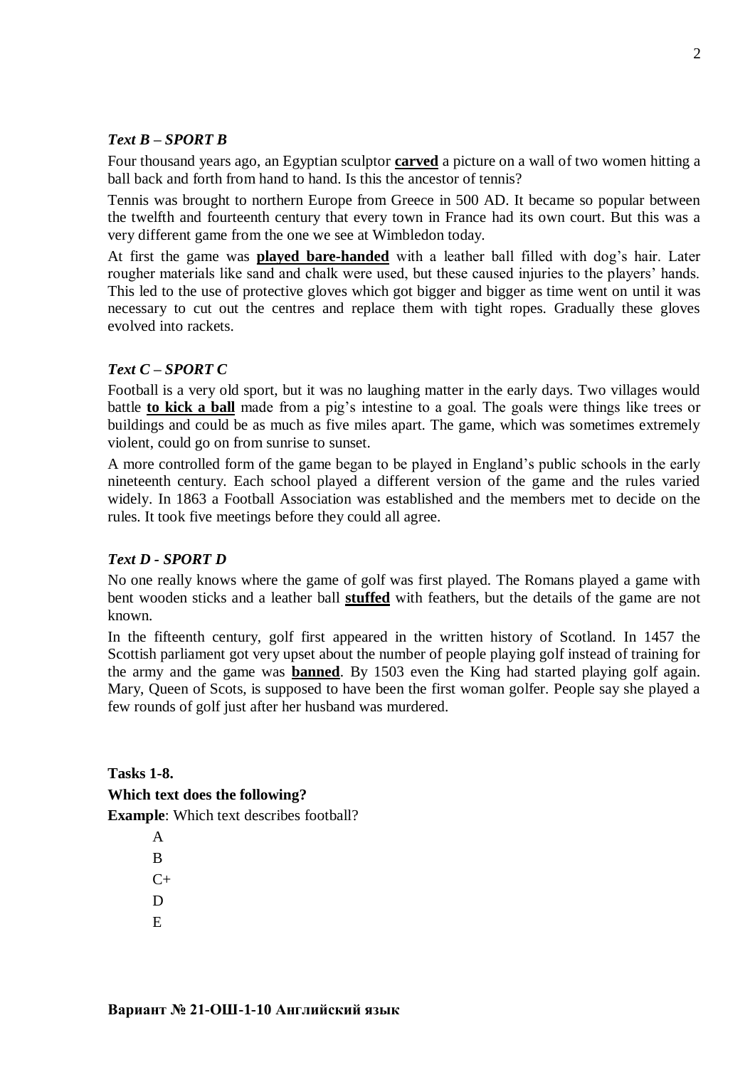### *Text B – SPORT B*

Four thousand years ago, an Egyptian sculptor **carved** a picture on a wall of two women hitting a ball back and forth from hand to hand. Is this the ancestor of tennis?

Tennis was brought to northern Europe from Greece in 500 AD. It became so popular between the twelfth and fourteenth century that every town in France had its own court. But this was a very different game from the one we see at Wimbledon today.

At first the game was **played bare-handed** with a leather ball filled with dog's hair. Later rougher materials like sand and chalk were used, but these caused injuries to the players' hands. This led to the use of protective gloves which got bigger and bigger as time went on until it was necessary to cut out the centres and replace them with tight ropes. Gradually these gloves evolved into rackets.

### *Text C – SPORT C*

Football is a very old sport, but it was no laughing matter in the early days. Two villages would battle **to kick a ball** made from a pig's intestine to a goal. The goals were things like trees or buildings and could be as much as five miles apart. The game, which was sometimes extremely violent, could go on from sunrise to sunset.

A more controlled form of the game began to be played in England's public schools in the early nineteenth century. Each school played a different version of the game and the rules varied widely. In 1863 a Football Association was established and the members met to decide on the rules. It took five meetings before they could all agree.

### *Text D - SPORT D*

No one really knows where the game of golf was first played. The Romans played a game with bent wooden sticks and a leather ball **stuffed** with feathers, but the details of the game are not known.

In the fifteenth century, golf first appeared in the written history of Scotland. In 1457 the Scottish parliament got very upset about the number of people playing golf instead of training for the army and the game was **banned**. By 1503 even the King had started playing golf again. Mary, Queen of Scots, is supposed to have been the first woman golfer. People say she played a few rounds of golf just after her husband was murdered.

**Tasks 1-8.**

**Which text does the following?**

**Example**: Which text describes football?

A
B
C+
D
E

**Вариант № 21-ОШ-1-10 Английский язык**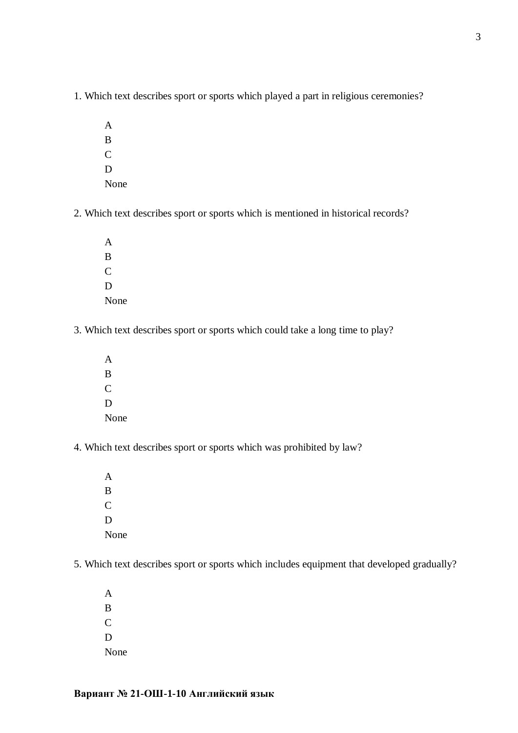1. Which text describes sport or sports which played a part in religious ceremonies?

    A
    B
    C
    D
    None

2. Which text describes sport or sports which is mentioned in historical records?

    A
    B
    C
    D
    None

3. Which text describes sport or sports which could take a long time to play?

    A
    B
    C
    D
    None

4. Which text describes sport or sports which was prohibited by law?

    A
    B
    C
    D
    None

5. Which text describes sport or sports which includes equipment that developed gradually?

    A
    B
    C
    D
    None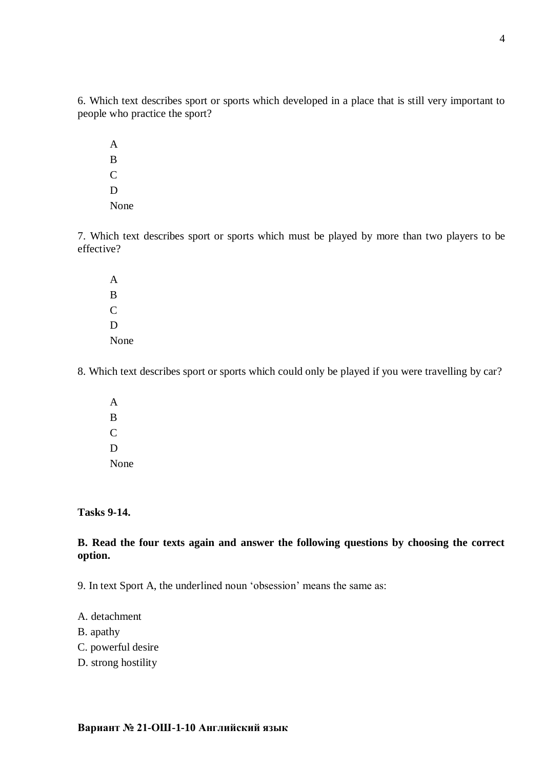6. Which text describes sport or sports which developed in a place that is still very important to people who practice the sport?

A
B
C
D
None

7. Which text describes sport or sports which must be played by more than two players to be effective?

A
B
C
D
None

8. Which text describes sport or sports which could only be played if you were travelling by car?

A
B
C
D
None

**Tasks 9-14.**

**B. Read the four texts again and answer the following questions by choosing the correct option.**

9. In text Sport A, the underlined noun 'obsession' means the same as:

A. detachment
B. apathy
C. powerful desire
D. strong hostility

**Вариант № 21-ОШ-1-10 Английский язык**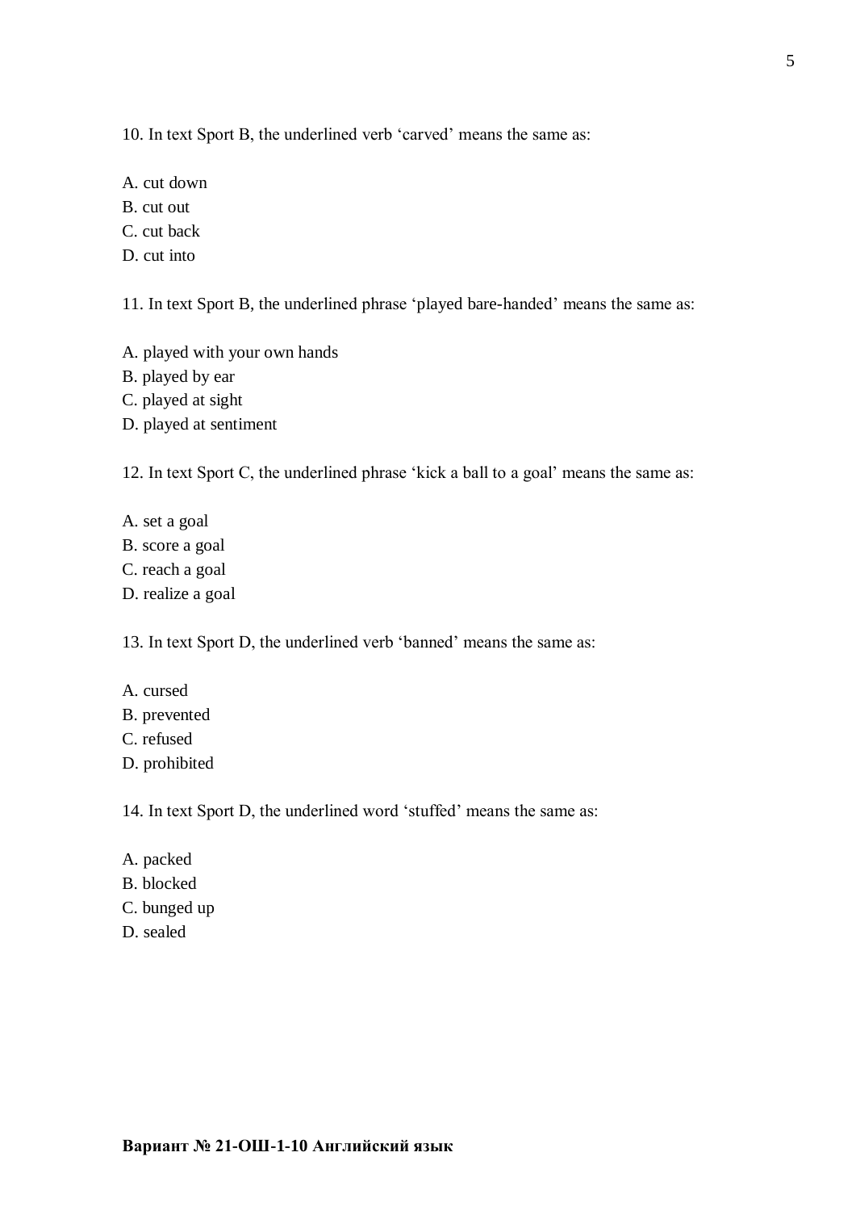10. In text Sport B, the underlined verb ‘carved’ means the same as:

A. cut down
B. cut out
C. cut back
D. cut into

11. In text Sport B, the underlined phrase ‘played bare-handed’ means the same as:

A. played with your own hands
B. played by ear
C. played at sight
D. played at sentiment

12. In text Sport C, the underlined phrase ‘kick a ball to a goal’ means the same as:

A. set a goal
B. score a goal
C. reach a goal
D. realize a goal

13. In text Sport D, the underlined verb ‘banned’ means the same as:

A. cursed
B. prevented
C. refused
D. prohibited

14. In text Sport D, the underlined word ‘stuffed’ means the same as:

A. packed
B. blocked
C. bunged up
D. sealed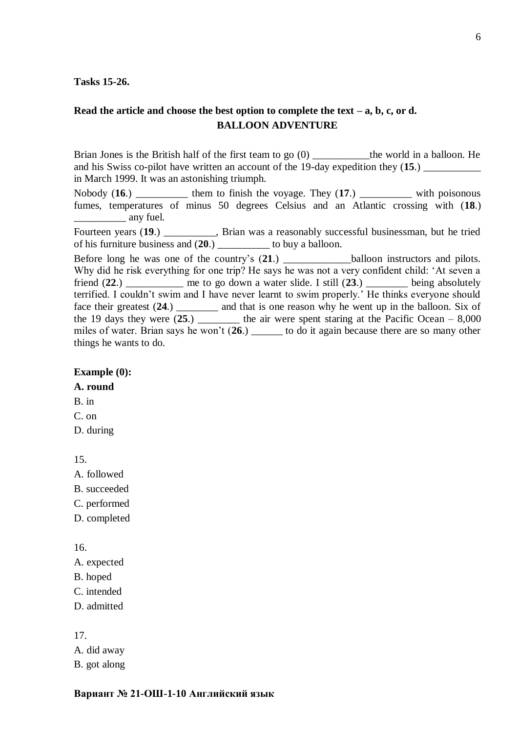**Tasks 15-26.**

**Read the article and choose the best option to complete the text – a, b, c, or d.**

**BALLOON ADVENTURE**

Brian Jones is the British half of the first team to go (0) ___________the world in a balloon. He and his Swiss co-pilot have written an account of the 19-day expedition they (**15**.) ___________ in March 1999. It was an astonishing triumph.

Nobody (**16**.) __________ them to finish the voyage. They (**17**.) __________ with poisonous fumes, temperatures of minus 50 degrees Celsius and an Atlantic crossing with (**18**.) __________ any fuel.

Fourteen years (**19**.) __________, Brian was a reasonably successful businessman, but he tried of his furniture business and (**20**.) __________ to buy a balloon.

Before long he was one of the country's (**21**.) _____________balloon instructors and pilots. Why did he risk everything for one trip? He says he was not a very confident child: 'At seven a friend (**22**.) ___________ me to go down a water slide. I still (**23**.) ________ being absolutely terrified. I couldn't swim and I have never learnt to swim properly.' He thinks everyone should face their greatest (**24**.) ________ and that is one reason why he went up in the balloon. Six of the 19 days they were (**25**.) ________ the air were spent staring at the Pacific Ocean – 8,000 miles of water. Brian says he won't (**26**.) ______ to do it again because there are so many other things he wants to do.

**Example (0):**

**A. round**

B. in

C. on

D. during

15.

A. followed

B. succeeded

C. performed

D. completed

16.

A. expected

B. hoped

C. intended

D. admitted

17.

A. did away

B. got along

**Вариант № 21-ОШ-1-10 Английский язык**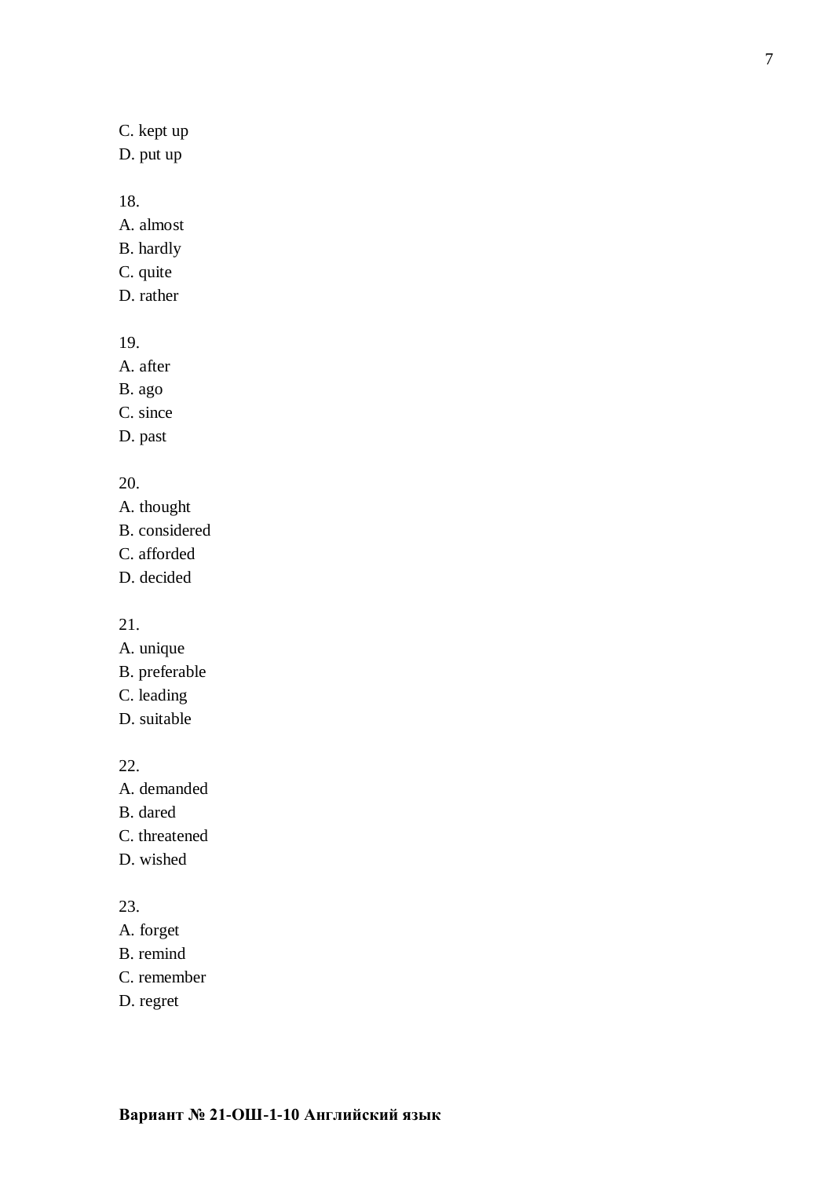C. kept up
D. put up

18.
A. almost
B. hardly
C. quite
D. rather

19.
A. after
B. ago
C. since
D. past

20.
A. thought
B. considered
C. afforded
D. decided

21.
A. unique
B. preferable
C. leading
D. suitable

22.
A. demanded
B. dared
C. threatened
D. wished

23.
A. forget
B. remind
C. remember
D. regret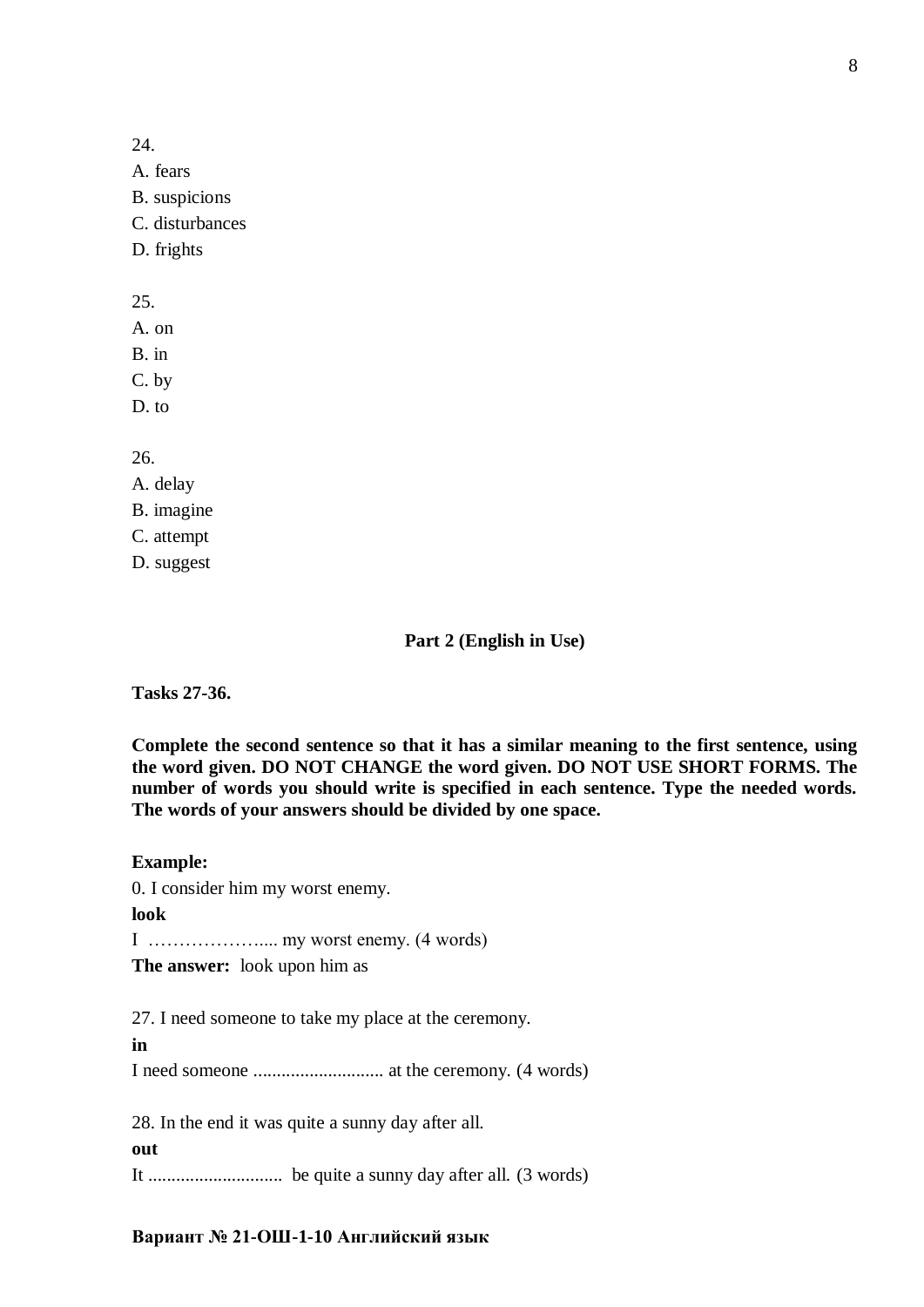24.

A. fears

B. suspicions

C. disturbances

D. frights

25.

A. on

B. in

C. by

D. to

26.

A. delay

B. imagine

C. attempt

D. suggest

## Part 2 (English in Use)

**Tasks 27-36.**

**Complete the second sentence so that it has a similar meaning to the first sentence, using the word given. DO NOT CHANGE the word given. DO NOT USE SHORT FORMS. The number of words you should write is specified in each sentence. Type the needed words. The words of your answers should be divided by one space.**

**Example:**

0. I consider him my worst enemy.

**look**

I ……………….... my worst enemy. (4 words)

**The answer:** look upon him as

27. I need someone to take my place at the ceremony.

**in**

I need someone ............................ at the ceremony. (4 words)

28. In the end it was quite a sunny day after all.

**out**

It ............................ be quite a sunny day after all. (3 words)

**Вариант № 21-ОШ-1-10 Английский язык**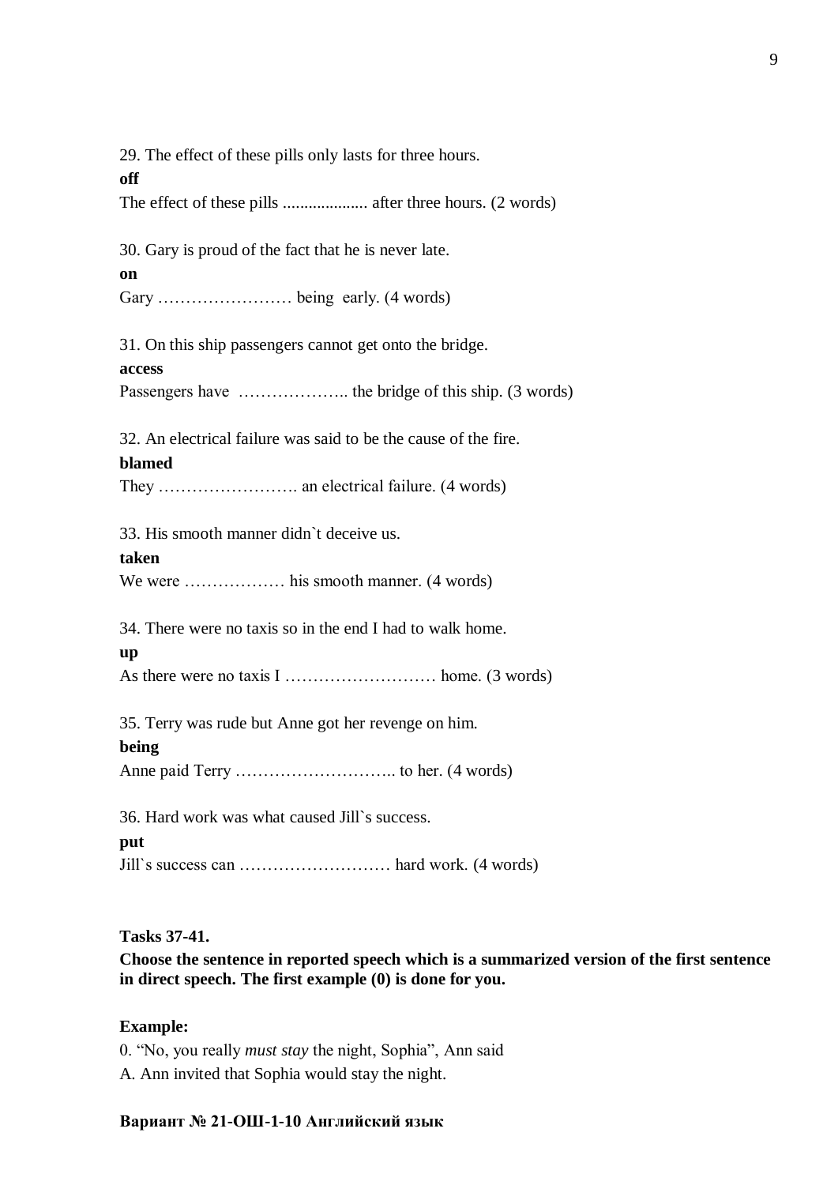29. The effect of these pills only lasts for three hours.

**off**

The effect of these pills .................... after three hours. (2 words)

30. Gary is proud of the fact that he is never late.

**on**

Gary …………………… being early. (4 words)

31. On this ship passengers cannot get onto the bridge.

**access**

Passengers have ……………….. the bridge of this ship. (3 words)

32. An electrical failure was said to be the cause of the fire.

**blamed**

They ……………………. an electrical failure. (4 words)

33. His smooth manner didn`t deceive us.

**taken**

We were ……………… his smooth manner. (4 words)

34. There were no taxis so in the end I had to walk home.

**up**

As there were no taxis I ……………………… home. (3 words)

35. Terry was rude but Anne got her revenge on him.

**being**

Anne paid Terry ……………………….. to her. (4 words)

36. Hard work was what caused Jill`s success.

**put**

Jill`s success can ……………………… hard work. (4 words)

**Tasks 37-41.**

**Choose the sentence in reported speech which is a summarized version of the first sentence in direct speech. The first example (0) is done for you.**

**Example:**

0. "No, you really *must stay* the night, Sophia", Ann said

A. Ann invited that Sophia would stay the night.

**Вариант № 21-ОШ-1-10 Английский язык**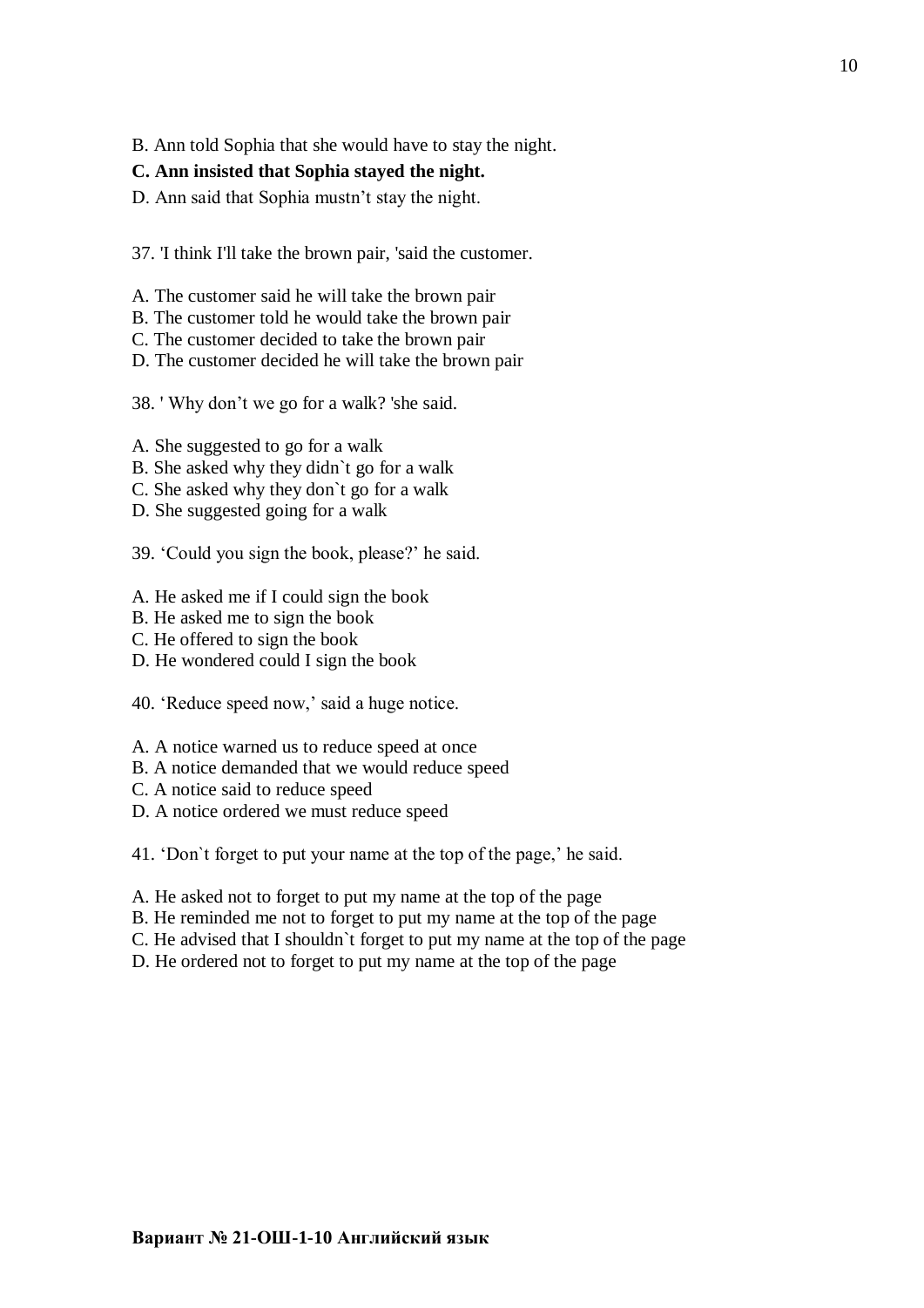B. Ann told Sophia that she would have to stay the night.

**C. Ann insisted that Sophia stayed the night.**

D. Ann said that Sophia mustn't stay the night.

37. 'I think I'll take the brown pair, 'said the customer.

A. The customer said he will take the brown pair
B. The customer told he would take the brown pair
C. The customer decided to take the brown pair
D. The customer decided he will take the brown pair

38. ' Why don't we go for a walk? 'she said.

A. She suggested to go for a walk
B. She asked why they didn`t go for a walk
C. She asked why they don`t go for a walk
D. She suggested going for a walk

39. 'Could you sign the book, please?' he said.

A. He asked me if I could sign the book
B. He asked me to sign the book
C. He offered to sign the book
D. He wondered could I sign the book

40. 'Reduce speed now,' said a huge notice.

A. A notice warned us to reduce speed at once
B. A notice demanded that we would reduce speed
C. A notice said to reduce speed
D. A notice ordered we must reduce speed

41. 'Don`t forget to put your name at the top of the page,' he said.

A. He asked not to forget to put my name at the top of the page
B. He reminded me not to forget to put my name at the top of the page
C. He advised that I shouldn`t forget to put my name at the top of the page
D. He ordered not to forget to put my name at the top of the page

**Вариант № 21-ОШ-1-10 Английский язык**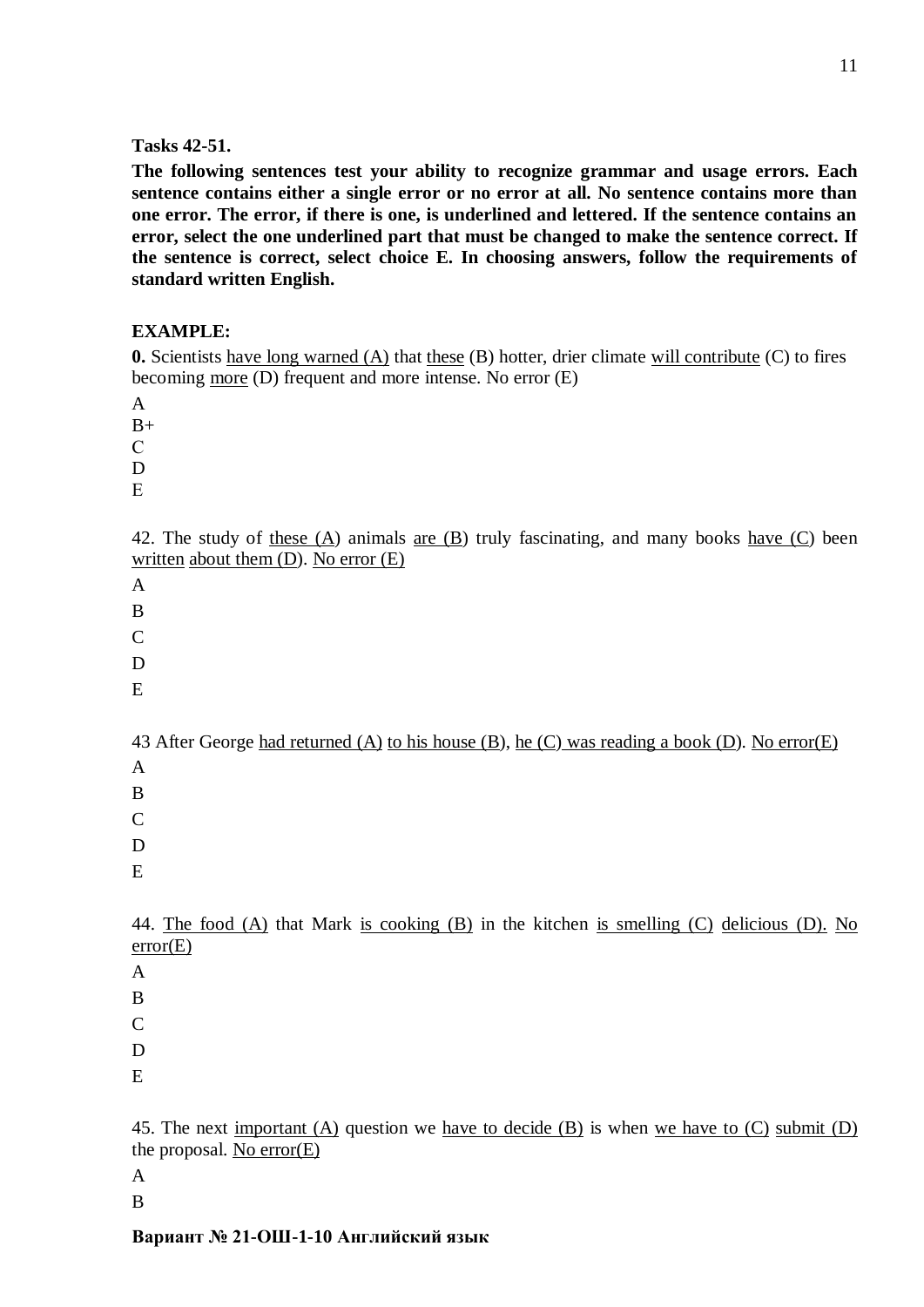**Tasks 42-51.**

**The following sentences test your ability to recognize grammar and usage errors. Each sentence contains either a single error or no error at all. No sentence contains more than one error. The error, if there is one, is underlined and lettered. If the sentence contains an error, select the one underlined part that must be changed to make the sentence correct. If the sentence is correct, select choice E. In choosing answers, follow the requirements of standard written English.**

**EXAMPLE:**

**0.** Scientists have long warned (A) that these (B) hotter, drier climate will contribute (C) to fires becoming more (D) frequent and more intense. No error (E)

A
B+
C
D
E

42. The study of these (A) animals are (B) truly fascinating, and many books have (C) been written about them (D). No error (E)

A

B

C

D

E

43 After George had returned (A) to his house (B), he (C) was reading a book (D). No error(E)

A

B

C

D

E

44. The food (A) that Mark is cooking (B) in the kitchen is smelling (C) delicious (D). No error(E)

A

B

C

D

E

45. The next important (A) question we have to decide (B) is when we have to (C) submit (D) the proposal. No error(E)

A

B

**Вариант № 21-ОШ-1-10 Английский язык**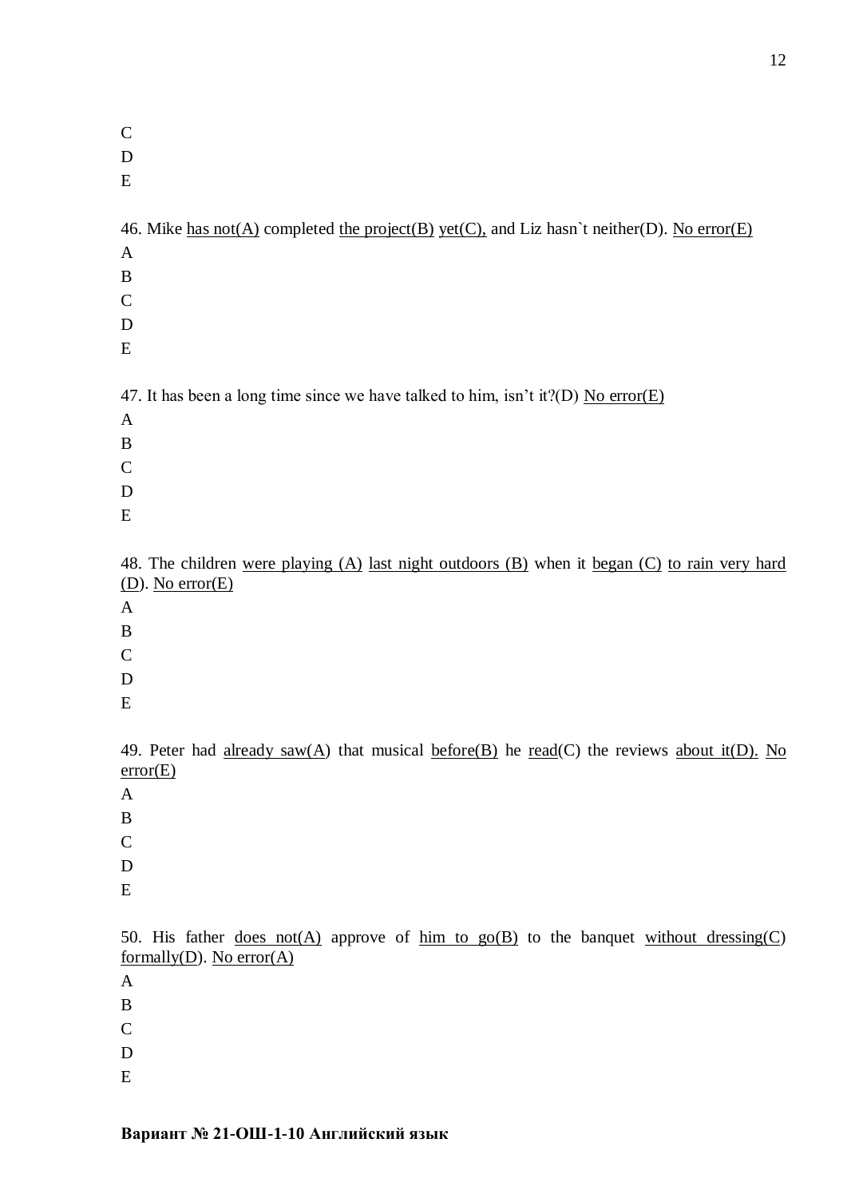C

D

E

46. Mike <u>has not(A)</u> completed <u>the project(B)</u> <u>yet(C),</u> and Liz hasn`t neither(D). <u>No error(E)</u>

A

B

C

D

E

47. It has been a long time since we have talked to him, isn't it?(D) <u>No error(E)</u>

A

B

C

D

E

48. The children <u>were playing (A)</u> <u>last night outdoors (B)</u> when it <u>began (C)</u> <u>to rain very hard (D)</u>. <u>No error(E)</u>

A

B

C

D

E

49. Peter had <u>already saw(A)</u> that musical <u>before(B)</u> he <u>read</u>(C) the reviews <u>about it(D).</u> <u>No error(E)</u>

A

B

C

D

E

50. His father <u>does not(A)</u> approve of <u>him to go(B)</u> to the banquet <u>without dressing(C)</u> <u>formally(D)</u>. <u>No error(A)</u>

A

B

C

D

E

**Вариант № 21-ОШ-1-10 Английский язык**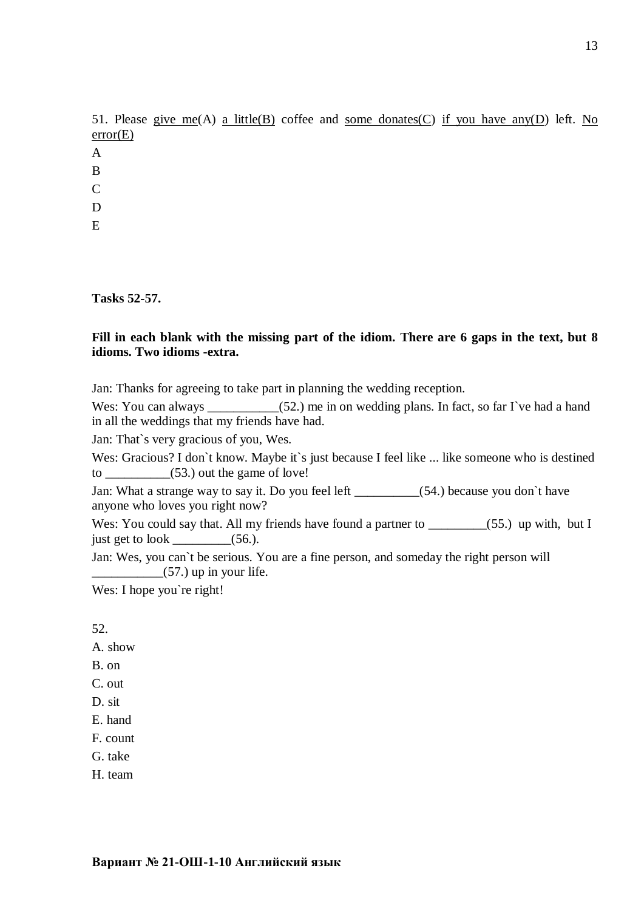51. Please give me(A) a little(B) coffee and some donates(C) if you have any(D) left. No error(E)

A

B

C

D

E

**Tasks 52-57.**

**Fill in each blank with the missing part of the idiom. There are 6 gaps in the text, but 8 idioms. Two idioms -extra.**

Jan: Thanks for agreeing to take part in planning the wedding reception.

Wes: You can always ___________(52.) me in on wedding plans. In fact, so far I`ve had a hand in all the weddings that my friends have had.

Jan: That`s very gracious of you, Wes.

Wes: Gracious? I don`t know. Maybe it`s just because I feel like ... like someone who is destined to __________(53.) out the game of love!

Jan: What a strange way to say it. Do you feel left __________(54.) because you don`t have anyone who loves you right now?

Wes: You could say that. All my friends have found a partner to _________(55.) up with, but I just get to look _________(56.).

Jan: Wes, you can`t be serious. You are a fine person, and someday the right person will ___________(57.) up in your life.

Wes: I hope you`re right!

52.

A. show

B. on

C. out

D. sit

E. hand

F. count

G. take

H. team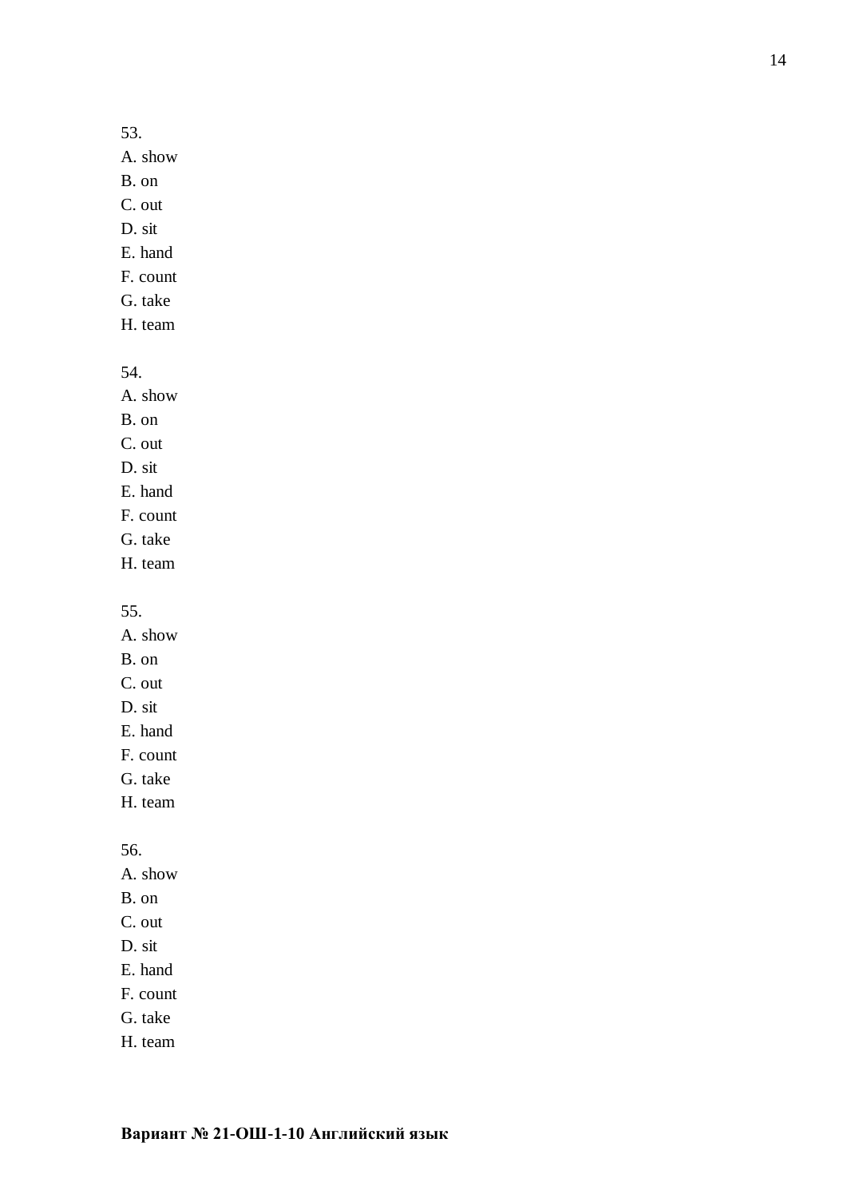53.
A. show
B. on
C. out
D. sit
E. hand
F. count
G. take
H. team

54.
A. show
B. on
C. out
D. sit
E. hand
F. count
G. take
H. team

55.
A. show
B. on
C. out
D. sit
E. hand
F. count
G. take
H. team

56.
A. show
B. on
C. out
D. sit
E. hand
F. count
G. take
H. team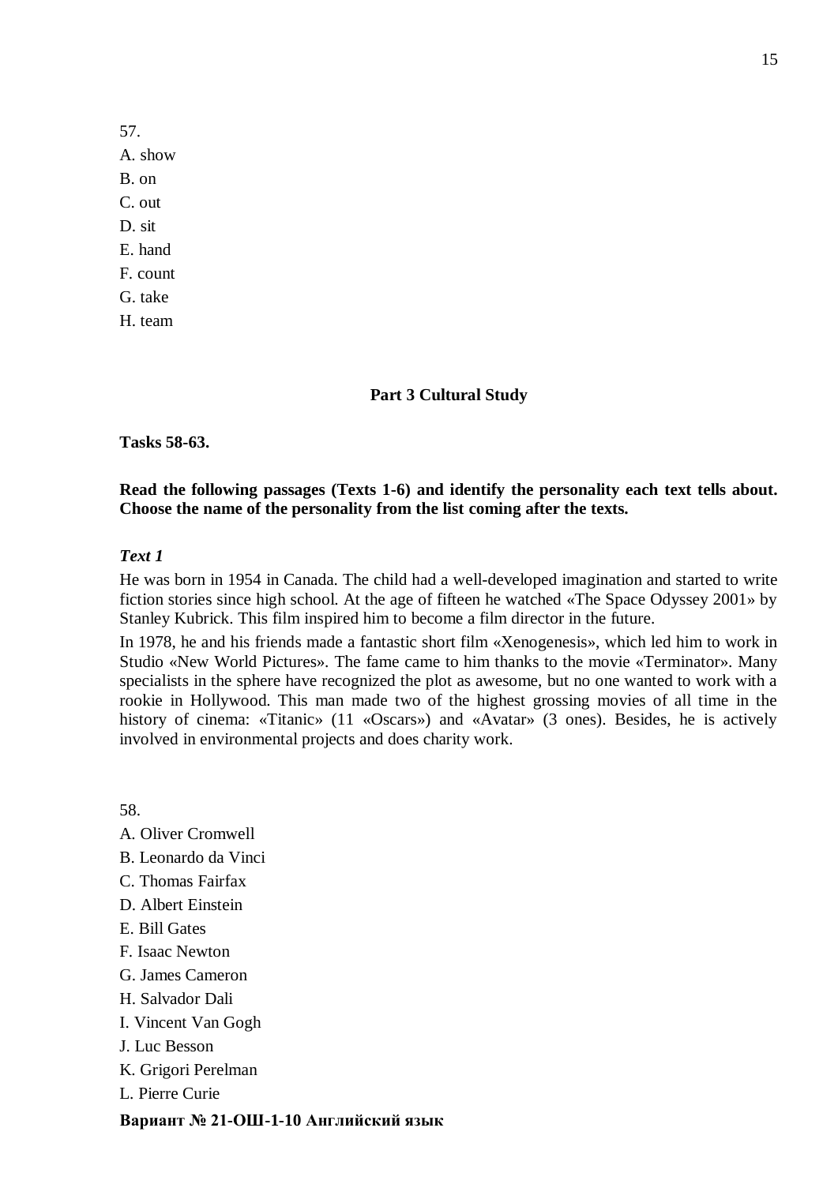57.

A. show

B. on

C. out

D. sit

E. hand

F. count

G. take

H. team

## Part 3 Cultural Study

**Tasks 58-63.**

**Read the following passages (Texts 1-6) and identify the personality each text tells about. Choose the name of the personality from the list coming after the texts.**

***Text 1***

He was born in 1954 in Canada. The child had a well-developed imagination and started to write fiction stories since high school. At the age of fifteen he watched «The Space Odyssey 2001» by Stanley Kubrick. This film inspired him to become a film director in the future.

In 1978, he and his friends made a fantastic short film «Xenogenesis», which led him to work in Studio «New World Pictures». The fame came to him thanks to the movie «Terminator». Many specialists in the sphere have recognized the plot as awesome, but no one wanted to work with a rookie in Hollywood. This man made two of the highest grossing movies of all time in the history of cinema: «Titanic» (11 «Oscars») and «Avatar» (3 ones). Besides, he is actively involved in environmental projects and does charity work.

58.

A. Oliver Cromwell

B. Leonardo da Vinci

C. Thomas Fairfax

D. Albert Einstein

E. Bill Gates

F. Isaac Newton

G. James Cameron

H. Salvador Dali

I. Vincent Van Gogh

J. Luc Besson

K. Grigori Perelman

L. Pierre Curie

**Вариант № 21-ОШ-1-10 Английский язык**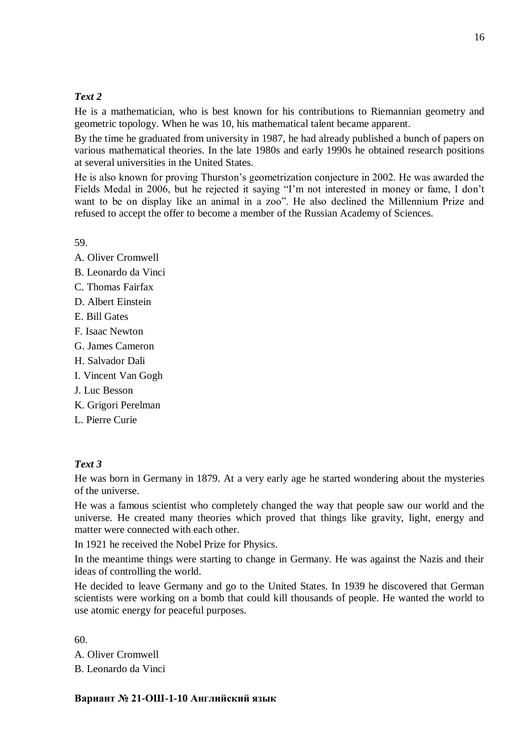*Text 2*

He is a mathematician, who is best known for his contributions to Riemannian geometry and geometric topology. When he was 10, his mathematical talent became apparent.

By the time he graduated from university in 1987, he had already published a bunch of papers on various mathematical theories. In the late 1980s and early 1990s he obtained research positions at several universities in the United States.

He is also known for proving Thurston's geometrization conjecture in 2002. He was awarded the Fields Medal in 2006, but he rejected it saying "I'm not interested in money or fame, I don't want to be on display like an animal in a zoo". He also declined the Millennium Prize and refused to accept the offer to become a member of the Russian Academy of Sciences.

59.

A. Oliver Cromwell

B. Leonardo da Vinci

C. Thomas Fairfax

D. Albert Einstein

E. Bill Gates

F. Isaac Newton

G. James Cameron

H. Salvador Dali

I. Vincent Van Gogh

J. Luc Besson

K. Grigori Perelman

L. Pierre Curie

*Text 3*

He was born in Germany in 1879. At a very early age he started wondering about the mysteries of the universe.

He was a famous scientist who completely changed the way that people saw our world and the universe. He created many theories which proved that things like gravity, light, energy and matter were connected with each other.

In 1921 he received the Nobel Prize for Physics.

In the meantime things were starting to change in Germany. He was against the Nazis and their ideas of controlling the world.

He decided to leave Germany and go to the United States. In 1939 he discovered that German scientists were working on a bomb that could kill thousands of people. He wanted the world to use atomic energy for peaceful purposes.

60.

A. Oliver Cromwell

B. Leonardo da Vinci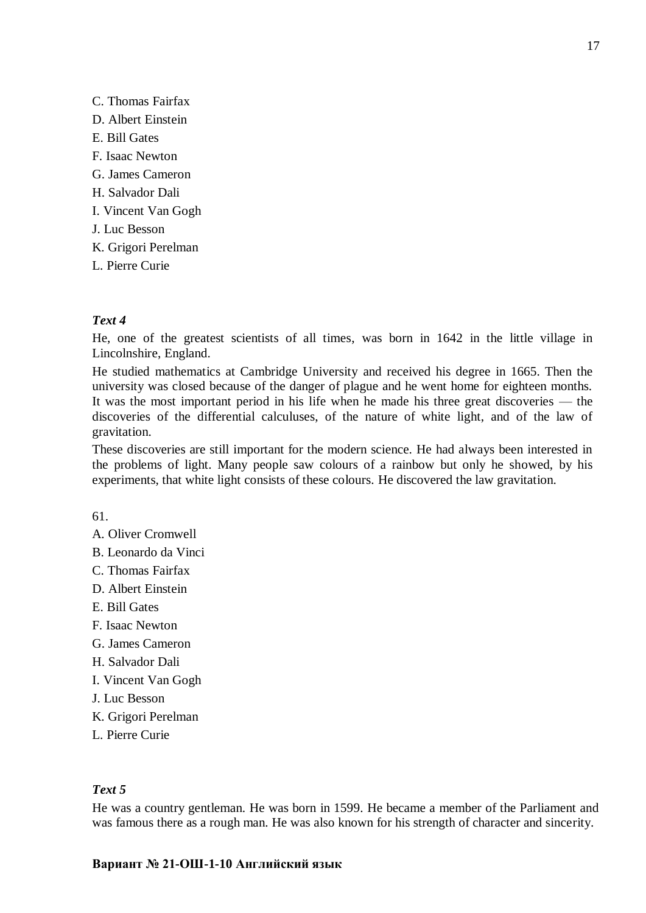C. Thomas Fairfax

D. Albert Einstein

E. Bill Gates

F. Isaac Newton

G. James Cameron

H. Salvador Dali

I. Vincent Van Gogh

J. Luc Besson

K. Grigori Perelman

L. Pierre Curie

***Text 4***

He, one of the greatest scientists of all times, was born in 1642 in the little village in Lincolnshire, England.

He studied mathematics at Cambridge University and received his degree in 1665. Then the university was closed because of the danger of plague and he went home for eighteen months. It was the most important period in his life when he made his three great discoveries — the discoveries of the differential calculuses, of the nature of white light, and of the law of gravitation.

These discoveries are still important for the modern science. He had always been interested in the problems of light. Many people saw colours of a rainbow but only he showed, by his experiments, that white light consists of these colours. He discovered the law gravitation.

61.

A. Oliver Cromwell

B. Leonardo da Vinci

C. Thomas Fairfax

D. Albert Einstein

E. Bill Gates

F. Isaac Newton

G. James Cameron

H. Salvador Dali

I. Vincent Van Gogh

J. Luc Besson

K. Grigori Perelman

L. Pierre Curie

***Text 5***

He was a country gentleman. He was born in 1599. He became a member of the Parliament and was famous there as a rough man. He was also known for his strength of character and sincerity.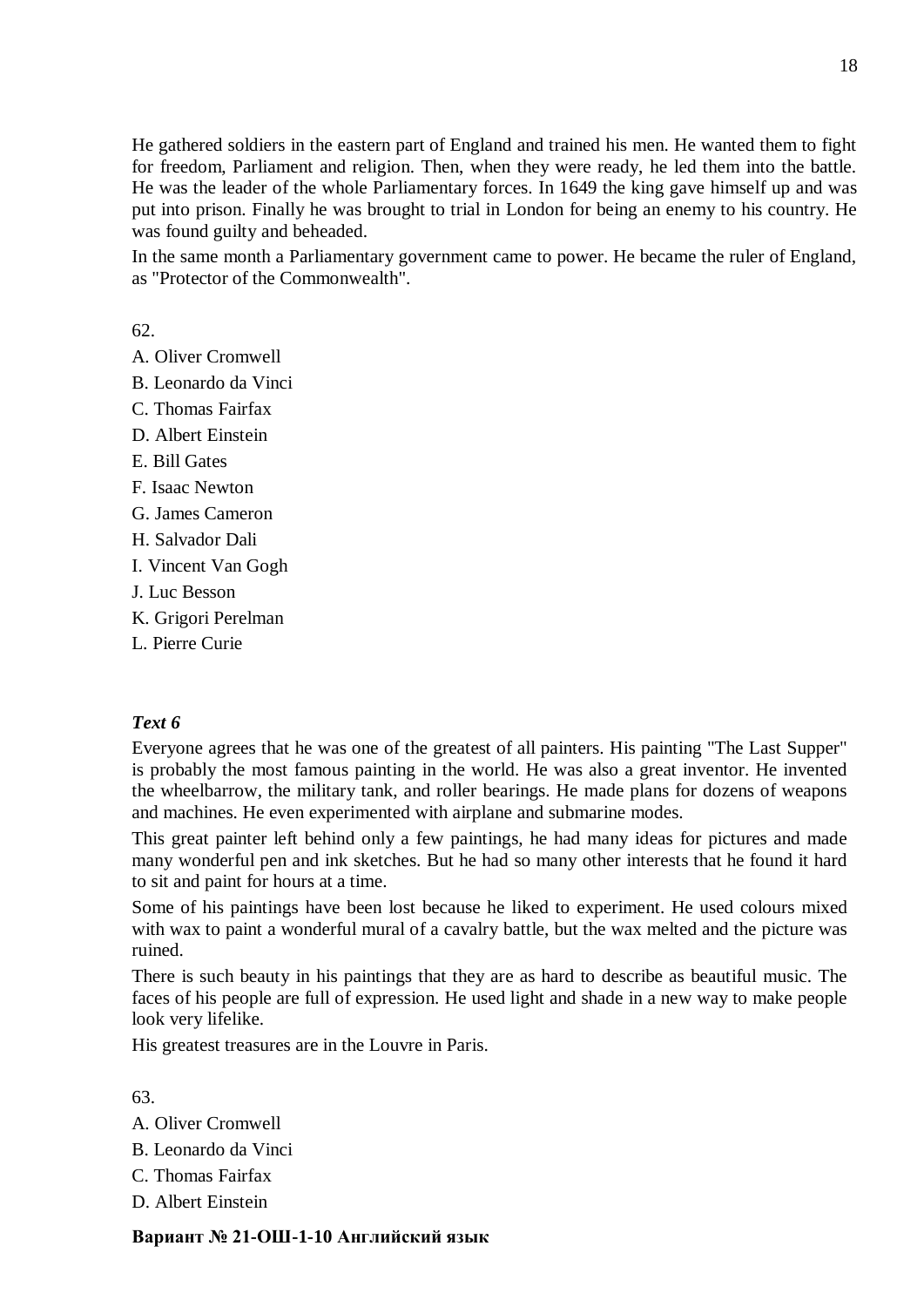He gathered soldiers in the eastern part of England and trained his men. He wanted them to fight for freedom, Parliament and religion. Then, when they were ready, he led them into the battle. He was the leader of the whole Parliamentary forces. In 1649 the king gave himself up and was put into prison. Finally he was brought to trial in London for being an enemy to his country. He was found guilty and beheaded.

In the same month a Parliamentary government came to power. He became the ruler of England, as "Protector of the Commonwealth".

62.

A. Oliver Cromwell

B. Leonardo da Vinci

C. Thomas Fairfax

D. Albert Einstein

E. Bill Gates

F. Isaac Newton

G. James Cameron

H. Salvador Dali

I. Vincent Van Gogh

J. Luc Besson

K. Grigori Perelman

L. Pierre Curie

***Text 6***

Everyone agrees that he was one of the greatest of all painters. His painting "The Last Supper" is probably the most famous painting in the world. He was also a great inventor. He invented the wheelbarrow, the military tank, and roller bearings. He made plans for dozens of weapons and machines. He even experimented with airplane and submarine modes.

This great painter left behind only a few paintings, he had many ideas for pictures and made many wonderful pen and ink sketches. But he had so many other interests that he found it hard to sit and paint for hours at a time.

Some of his paintings have been lost because he liked to experiment. He used colours mixed with wax to paint a wonderful mural of a cavalry battle, but the wax melted and the picture was ruined.

There is such beauty in his paintings that they are as hard to describe as beautiful music. The faces of his people are full of expression. He used light and shade in a new way to make people look very lifelike.

His greatest treasures are in the Louvre in Paris.

63.

A. Oliver Cromwell

B. Leonardo da Vinci

C. Thomas Fairfax

D. Albert Einstein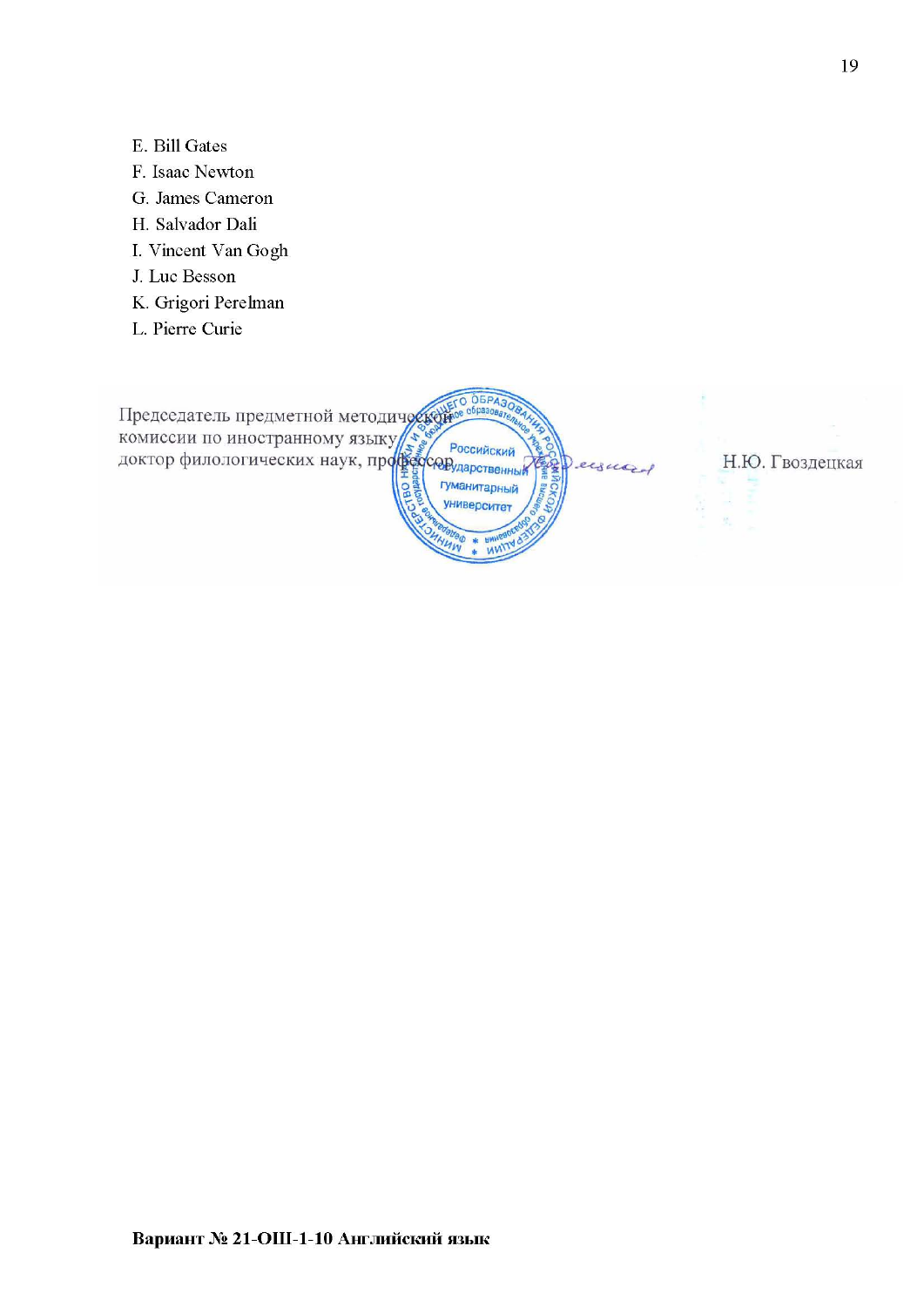E. Bill Gates
F. Isaac Newton
G. James Cameron
H. Salvador Dali
I. Vincent Van Gogh
J. Luc Besson
K. Grigori Perelman
L. Pierre Curie

Председатель предметной методической комиссии по иностранному языку доктор филологических наук, профессор Н.Ю. Гвоздецкая

**Вариант № 21-ОШ-1-10 Английский язык**